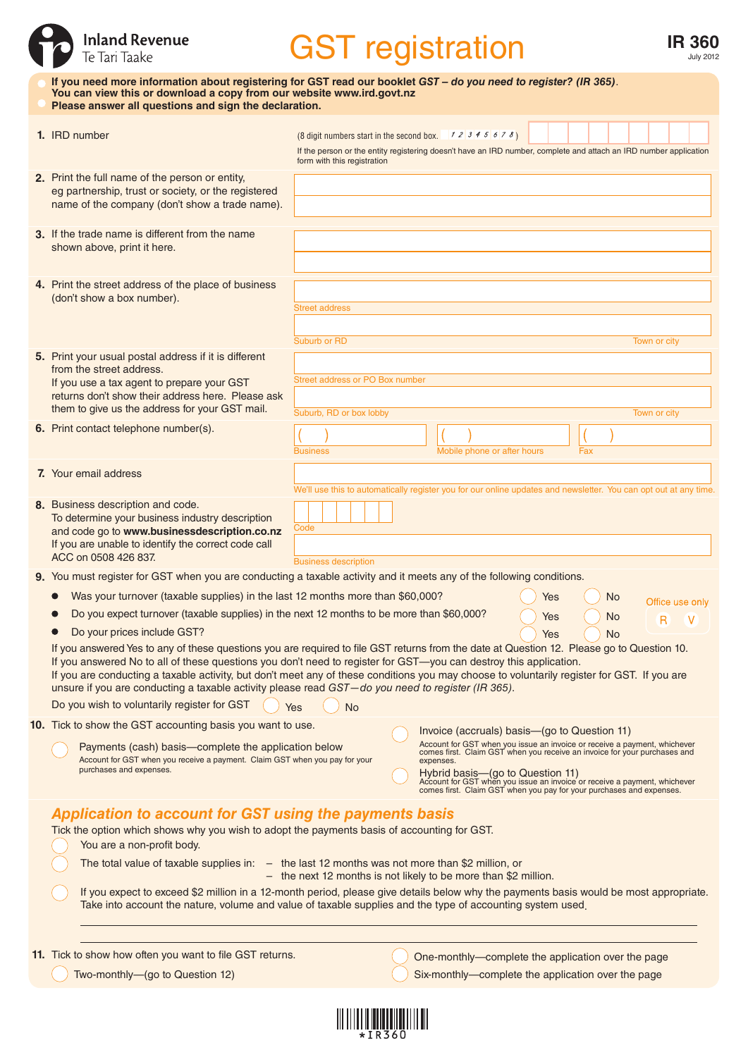# GST registration

Inland Revenue
Te Tari Taake

IR 360
July 2012

- **If you need more information about registering for GST read our booklet *GST – do you need to register? (IR 365)*. You can view this or download a copy from our website www.ird.govt.nz**
- **Please answer all questions and sign the declaration.**

**1.** IRD number

(8 digit numbers start in the second box. 12345678)

If the person or the entity registering doesn't have an IRD number, complete and attach an IRD number application form with this registration

**2.** Print the full name of the person or entity, eg partnership, trust or society, or the registered name of the company (don't show a trade name).

**3.** If the trade name is different from the name shown above, print it here.

**4.** Print the street address of the place of business (don't show a box number).

Street address

Suburb or RD — Town or city

**5.** Print your usual postal address if it is different from the street address.
If you use a tax agent to prepare your GST returns don't show their address here. Please ask them to give us the address for your GST mail.

Street address or PO Box number

Suburb, RD or box lobby — Town or city

**6.** Print contact telephone number(s).

( ) Business — ( ) Mobile phone or after hours — ( ) Fax

**7.** Your email address

We'll use this to automatically register you for our online updates and newsletter. You can opt out at any time.

**8.** Business description and code.
To determine your business industry description and code go to **www.businessdescription.co.nz**
If you are unable to identify the correct code call ACC on 0508 426 837.

Code

Business description

**9.** You must register for GST when you are conducting a taxable activity and it meets any of the following conditions.

- Was your turnover (taxable supplies) in the last 12 months more than $60,000? ◯ Yes ◯ No
- Do you expect turnover (taxable supplies) in the next 12 months to be more than $60,000? ◯ Yes ◯ No
- Do your prices include GST? ◯ Yes ◯ No

Office use only: R V

If you answered Yes to any of these questions you are required to file GST returns from the date at Question 12. Please go to Question 10.
If you answered No to all of these questions you don't need to register for GST—you can destroy this application.
If you are conducting a taxable activity, but don't meet any of these conditions you may choose to voluntarily register for GST. If you are unsure if you are conducting a taxable activity please read *GST—do you need to register (IR 365).*

Do you wish to voluntarily register for GST ◯ Yes ◯ No

**10.** Tick to show the GST accounting basis you want to use.

◯ Payments (cash) basis—complete the application below
Account for GST when you receive a payment. Claim GST when you pay for your purchases and expenses.

◯ Invoice (accruals) basis—(go to Question 11)
Account for GST when you issue an invoice or receive a payment, whichever comes first. Claim GST when you receive an invoice for your purchases and expenses.

◯ Hybrid basis—(go to Question 11)
Account for GST when you issue an invoice or receive a payment, whichever comes first. Claim GST when you pay for your purchases and expenses.

## *Application to account for GST using the payments basis*

Tick the option which shows why you wish to adopt the payments basis of accounting for GST.

◯ You are a non-profit body.

◯ The total value of taxable supplies in:
– the last 12 months was not more than $2 million, or
– the next 12 months is not likely to be more than $2 million.

◯ If you expect to exceed $2 million in a 12-month period, please give details below why the payments basis would be most appropriate. Take into account the nature, volume and value of taxable supplies and the type of accounting system used.

**11.** Tick to show how often you want to file GST returns.

◯ Two-monthly—(go to Question 12)

◯ One-monthly—complete the application over the page

◯ Six-monthly—complete the application over the page

*IR360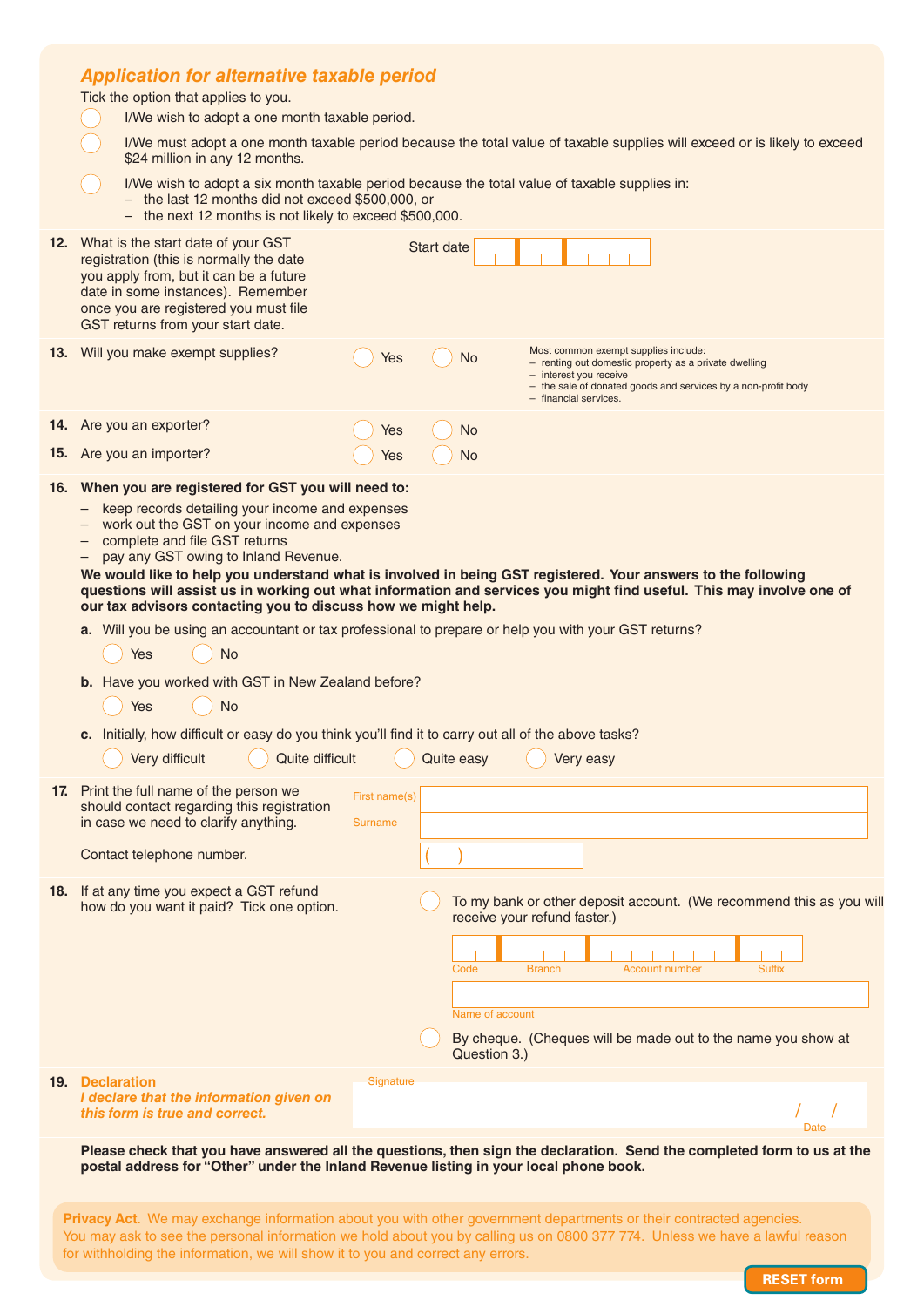## *Application for alternative taxable period*

Tick the option that applies to you.

- ◯ I/We wish to adopt a one month taxable period.
- ◯ I/We must adopt a one month taxable period because the total value of taxable supplies will exceed or is likely to exceed $24 million in any 12 months.
- ◯ I/We wish to adopt a six month taxable period because the total value of taxable supplies in:
  - the last 12 months did not exceed $500,000, or
  - the next 12 months is not likely to exceed $500,000.

**12.** What is the start date of your GST registration (this is normally the date you apply from, but it can be a future date in some instances). Remember once you are registered you must file GST returns from your start date.

Start date

**13.** Will you make exempt supplies? ◯ Yes ◯ No

Most common exempt supplies include:
- renting out domestic property as a private dwelling
- interest you receive
- the sale of donated goods and services by a non-profit body
- financial services.

**14.** Are you an exporter? ◯ Yes ◯ No

**15.** Are you an importer? ◯ Yes ◯ No

**16. When you are registered for GST you will need to:**

- keep records detailing your income and expenses
- work out the GST on your income and expenses
- complete and file GST returns
- pay any GST owing to Inland Revenue.

**We would like to help you understand what is involved in being GST registered. Your answers to the following questions will assist us in working out what information and services you might find useful. This may involve one of our tax advisors contacting you to discuss how we might help.**

**a.** Will you be using an accountant or tax professional to prepare or help you with your GST returns?

◯ Yes ◯ No

**b.** Have you worked with GST in New Zealand before?

◯ Yes ◯ No

**c.** Initially, how difficult or easy do you think you'll find it to carry out all of the above tasks?

◯ Very difficult ◯ Quite difficult ◯ Quite easy ◯ Very easy

**17.** Print the full name of the person we should contact regarding this registration in case we need to clarify anything.

First name(s)

Surname

Contact telephone number. ( )

**18.** If at any time you expect a GST refund how do you want it paid? Tick one option.

◯ To my bank or other deposit account. (We recommend this as you will receive your refund faster.)

Code Branch Account number Suffix

Name of account

◯ By cheque. (Cheques will be made out to the name you show at Question 3.)

**19. Declaration**

***I declare that the information given on this form is true and correct.***

Signature

/ /
Date

**Please check that you have answered all the questions, then sign the declaration. Send the completed form to us at the postal address for "Other" under the Inland Revenue listing in your local phone book.**

**Privacy Act.** We may exchange information about you with other government departments or their contracted agencies. You may ask to see the personal information we hold about you by calling us on 0800 377 774. Unless we have a lawful reason for withholding the information, we will show it to you and correct any errors.

RESET form